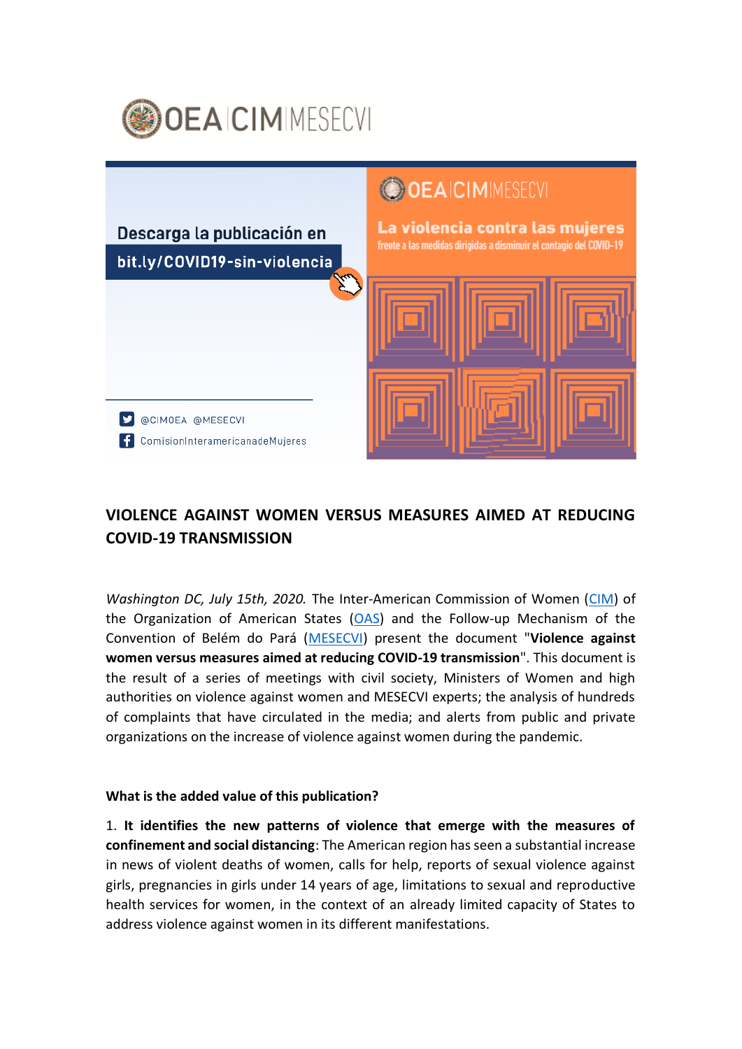OEA | CIM | MESECVI

Descarga la publicación en
bit.ly/COVID19-sin-violencia

@CIMOEA @MESECVI
ComisionInteramericanadeMujeres

OEA | CIM | MESECVI
La violencia contra las mujeres
frente a las medidas dirigidas a disminuir el contagio del COVID-19

## VIOLENCE AGAINST WOMEN VERSUS MEASURES AIMED AT REDUCING COVID-19 TRANSMISSION

*Washington DC, July 15th, 2020.* The Inter-American Commission of Women (CIM) of the Organization of American States (OAS) and the Follow-up Mechanism of the Convention of Belém do Pará (MESECVI) present the document "**Violence against women versus measures aimed at reducing COVID-19 transmission**". This document is the result of a series of meetings with civil society, Ministers of Women and high authorities on violence against women and MESECVI experts; the analysis of hundreds of complaints that have circulated in the media; and alerts from public and private organizations on the increase of violence against women during the pandemic.

**What is the added value of this publication?**

1. **It identifies the new patterns of violence that emerge with the measures of confinement and social distancing**: The American region has seen a substantial increase in news of violent deaths of women, calls for help, reports of sexual violence against girls, pregnancies in girls under 14 years of age, limitations to sexual and reproductive health services for women, in the context of an already limited capacity of States to address violence against women in its different manifestations.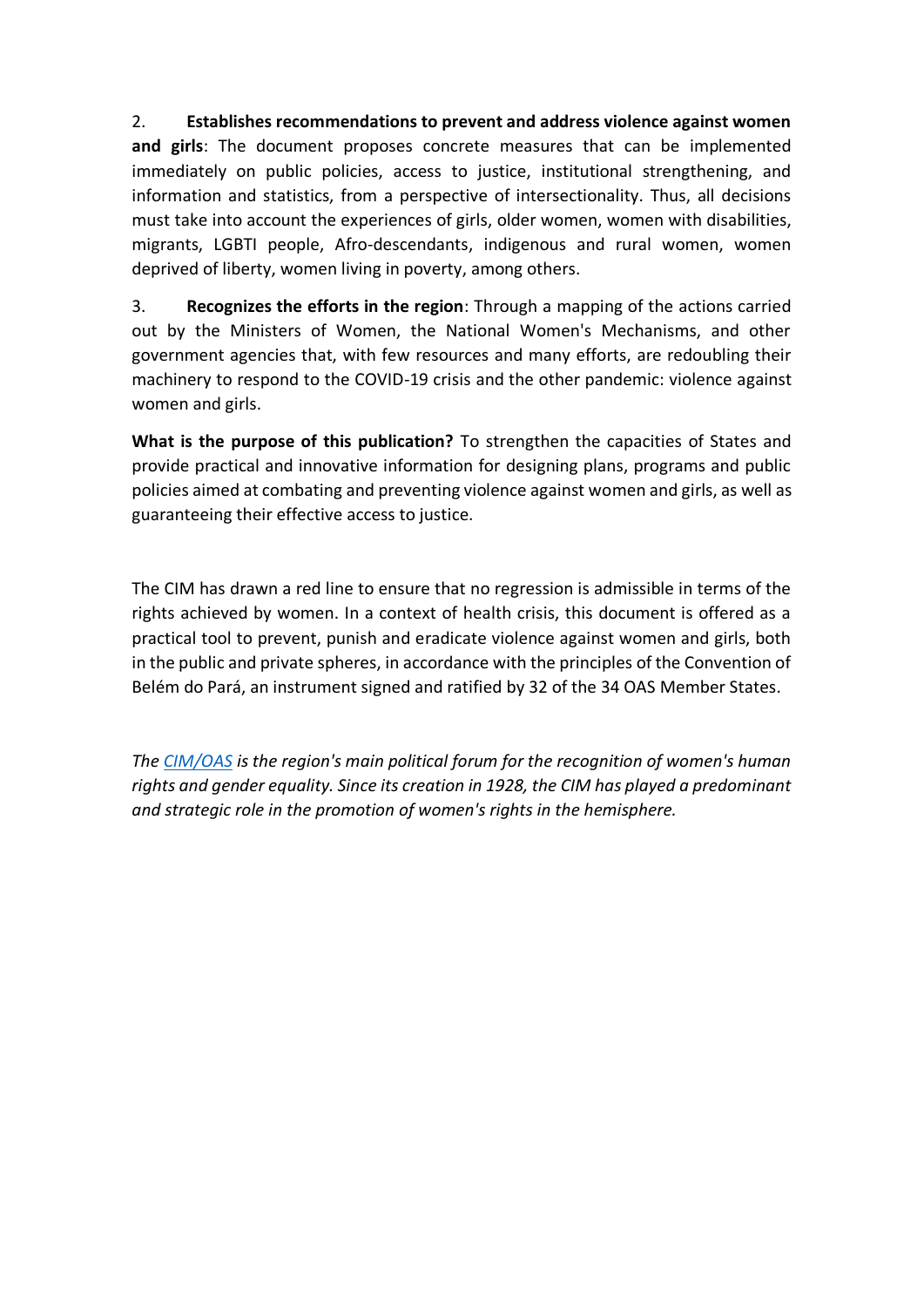2. **Establishes recommendations to prevent and address violence against women and girls**: The document proposes concrete measures that can be implemented immediately on public policies, access to justice, institutional strengthening, and information and statistics, from a perspective of intersectionality. Thus, all decisions must take into account the experiences of girls, older women, women with disabilities, migrants, LGBTI people, Afro-descendants, indigenous and rural women, women deprived of liberty, women living in poverty, among others.

3. **Recognizes the efforts in the region**: Through a mapping of the actions carried out by the Ministers of Women, the National Women's Mechanisms, and other government agencies that, with few resources and many efforts, are redoubling their machinery to respond to the COVID-19 crisis and the other pandemic: violence against women and girls.

**What is the purpose of this publication?** To strengthen the capacities of States and provide practical and innovative information for designing plans, programs and public policies aimed at combating and preventing violence against women and girls, as well as guaranteeing their effective access to justice.

The CIM has drawn a red line to ensure that no regression is admissible in terms of the rights achieved by women. In a context of health crisis, this document is offered as a practical tool to prevent, punish and eradicate violence against women and girls, both in the public and private spheres, in accordance with the principles of the Convention of Belém do Pará, an instrument signed and ratified by 32 of the 34 OAS Member States.

*The CIM/OAS is the region's main political forum for the recognition of women's human rights and gender equality. Since its creation in 1928, the CIM has played a predominant and strategic role in the promotion of women's rights in the hemisphere.*